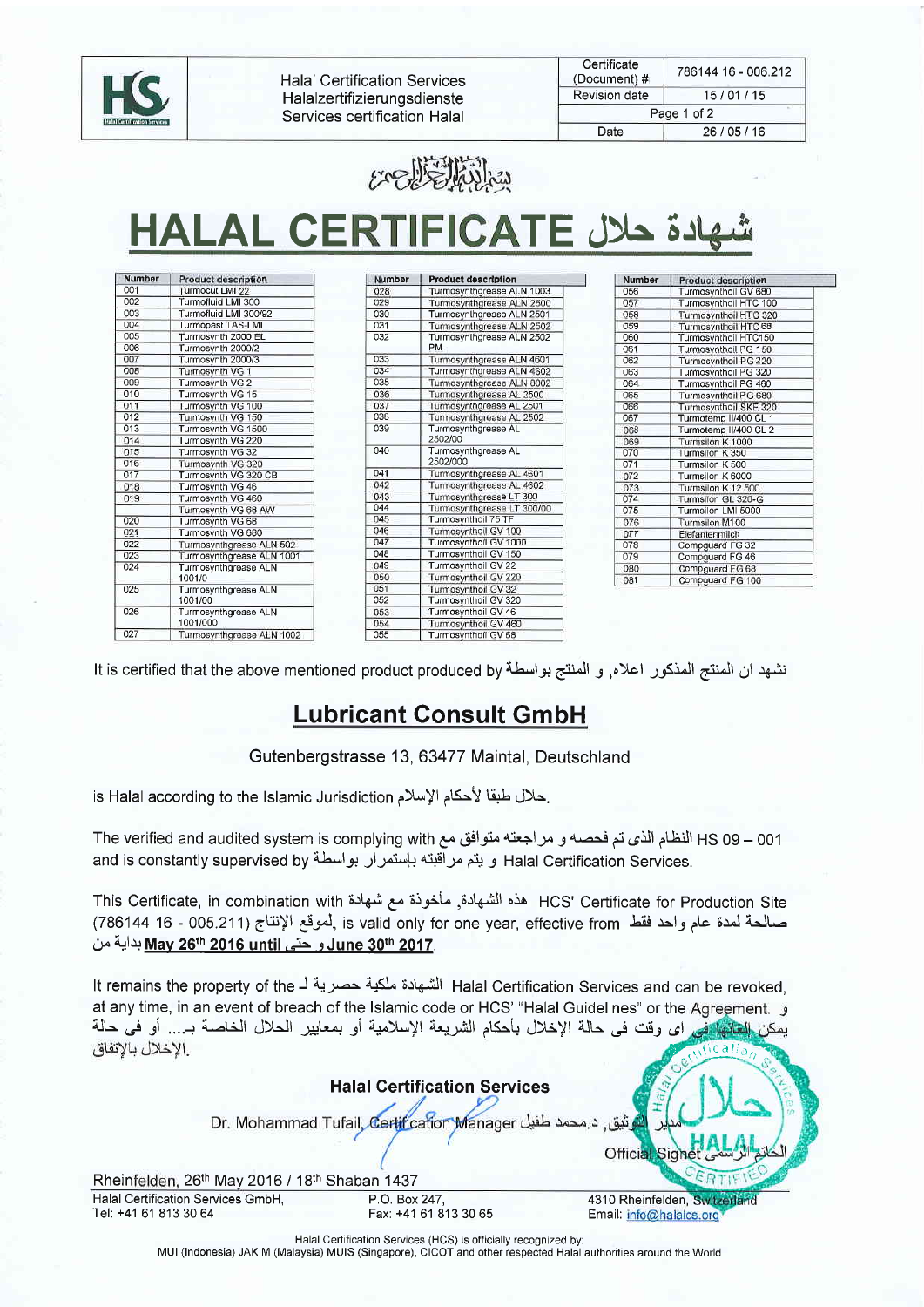Halal Certification Services
Halalzertifizierungsdienste
Services certification Halal

| Certificate (Document) # | 786144 16 - 006.212 |
|---|---|
| Revision date | 15 / 01 / 15 |
| Page 1 of 2 | |
| Date | 26 / 05 / 16 |

بسم الله الرحمن الرحيم

# HALAL CERTIFICATE شهادة حلال

| Number | Product description |
|---|---|
| 001 | Turmocut LMI 22 |
| 002 | Turmofluid LMI 300 |
| 003 | Turmofluid LMI 300/92 |
| 004 | Turmopast TAS-LMI |
| 005 | Turmosynth 2000 EL |
| 006 | Turmosynth 2000/2 |
| 007 | Turmosynth 2000/3 |
| 008 | Turmosynth VG 1 |
| 009 | Turmosynth VG 2 |
| 010 | Turmosynth VG 15 |
| 011 | Turmosynth VG 100 |
| 012 | Turmosynth VG 150 |
| 013 | Turmosynth VG 1500 |
| 014 | Turmosynth VG 220 |
| 015 | Turmosynth VG 32 |
| 016 | Turmosynth VG 320 |
| 017 | Turmosynth VG 320 CB |
| 018 | Turmosynth VG 46 |
| 019 | Turmosynth VG 460 |
| | Turmosynth VG 68 AW |
| 020 | Turmosynth VG 68 |
| 021 | Turmosynth VG 680 |
| 022 | Turmosynthgrease ALN 502 |
| 023 | Turmosynthgrease ALN 1001 |
| 024 | Turmosynthgrease ALN 1001/0 |
| 025 | Turmosynthgrease ALN 1001/00 |
| 026 | Turmosynthgrease ALN 1001/000 |
| 027 | Turmosynthgrease ALN 1002 |

| Number | Product description |
|---|---|
| 028 | Turmosynthgrease ALN 1003 |
| 029 | Turmosynthgrease ALN 2500 |
| 030 | Turmosynthgrease ALN 2501 |
| 031 | Turmosynthgrease ALN 2502 |
| 032 | Turmosynthgrease ALN 2502 PM |
| 033 | Turmosynthgrease ALN 4601 |
| 034 | Turmosynthgrease ALN 4602 |
| 035 | Turmosynthgrease ALN 8002 |
| 036 | Turmosynthgrease AL 2500 |
| 037 | Turmosynthgrease AL 2501 |
| 038 | Turmosynthgrease AL 2502 |
| 039 | Turmosynthgrease AL 2502/00 |
| 040 | Turmosynthgrease AL 2502/000 |
| 041 | Turmosynthgrease AL 4601 |
| 042 | Turmosynthgrease AL 4602 |
| 043 | Turmosynthgrease LT 300 |
| 044 | Turmosynthgrease LT 300/00 |
| 045 | Turmosynthoil 75 TF |
| 046 | Turmosynthoil GV 100 |
| 047 | Turmosynthoil GV 1000 |
| 048 | Turmosynthoil GV 150 |
| 049 | Turmosynthoil GV 22 |
| 050 | Turmosynthoil GV 220 |
| 051 | Turmosynthoil GV 32 |
| 052 | Turmosynthoil GV 320 |
| 053 | Turmosynthoil GV 46 |
| 054 | Turmosynthoil GV 460 |
| 055 | Turmosynthoil GV 68 |

| Number | Product description |
|---|---|
| 056 | Turmosynthoil GV 680 |
| 057 | Turmosynthoil HTC 100 |
| 058 | Turmosynthoil HTC 320 |
| 059 | Turmosynthoil HTC 68 |
| 060 | Turmosynthoil HTC150 |
| 061 | Turmosynthoil PG 150 |
| 062 | Turmosynthoil PG 220 |
| 063 | Turmosynthoil PG 320 |
| 064 | Turmosynthoil PG 460 |
| 065 | Turmosynthoil PG 680 |
| 066 | Turmosynthoil SKE 320 |
| 067 | Turmotemp II/400 CL 1 |
| 068 | Turmotemp II/400 CL 2 |
| 069 | Turmsilon K 1000 |
| 070 | Turmsilon K 350 |
| 071 | Turmsilon K 500 |
| 072 | Turmsilon K 6000 |
| 073 | Turmsilon K 12.500 |
| 074 | Turmsilon GL 320-G |
| 075 | Turmsilon LMI 5000 |
| 076 | Turmsilon M100 |
| 077 | Elefantenmilch |
| 078 | Compguard FG 32 |
| 079 | Compguard FG 46 |
| 080 | Compguard FG 68 |
| 081 | Compguard FG 100 |

It is certified that the above mentioned product produced by نشهد ان المنتج المذكور اعلاه, و المنتج بواسطة

## Lubricant Consult GmbH

Gutenbergstrasse 13, 63477 Maintal, Deutschland

is Halal according to the Islamic Jurisdiction حلال طبقا لأحكام الإسلام.

The verified and audited system is complying with النظام الذى تم فحصه و مراجعته متوافق مع HS 09 – 001 and is constantly supervised by و يتم مراقبته بإستمرار بواسطة Halal Certification Services.

This Certificate, in combination with هذه الشهادة, مأخوذة مع شهادة HCS' Certificate for Production Site لموقع الإنتاج (786144 16 - 005.211), is valid only for one year, effective from صالحة لمدة عام واحد فقط بداية من **May 26th 2016 until و حتى June 30th 2017**.

It remains the property of the الشهادة ملكية حصرية لـ Halal Certification Services and can be revoked, at any time, in an event of breach of the Islamic code or HCS' "Halal Guidelines" or the Agreement. و يمكن الغائها فى اى وقت فى حالة الإخلال بأحكام الشريعة الإسلامية أو بمعايير الحلال الخاصة بـ.... أو فى حالة الإخلال بالإتفاق.

**Halal Certification Services**

Dr. Mohammad Tufail, Certification Manager مدير التوثيق, د.محمد طفيل

Official Signet الخاتم الرسمى

Rheinfelden, 26th May 2016 / 18th Shaban 1437

Halal Certification Services GmbH, Tel: +41 61 813 30 64 | P.O. Box 247, Fax: +41 61 813 30 65 | 4310 Rheinfelden, Switzerland Email: info@halalcs.org

Halal Certification Services (HCS) is officially recognized by:
MUI (Indonesia) JAKIM (Malaysia) MUIS (Singapore), CICOT and other respected Halal authorities around the World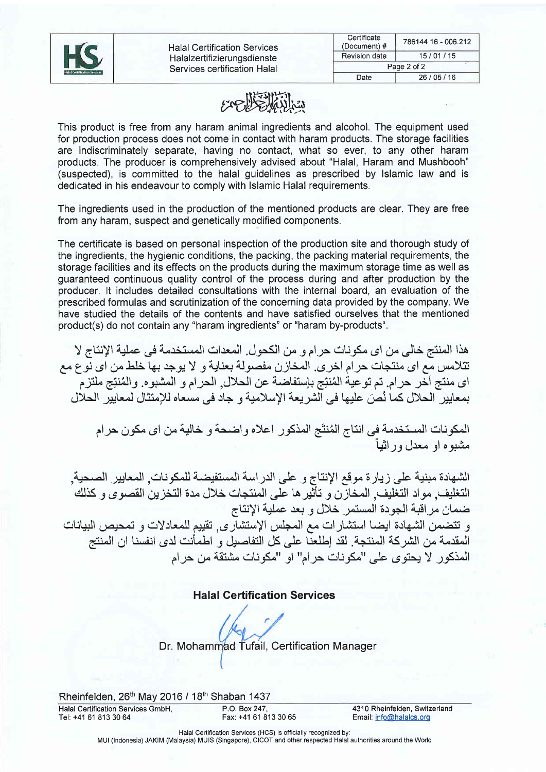| | | | |
|---|---|---|---|
| HCS | Halal Certification Services<br>Halalzertifizierungsdienste<br>Services certification Halal | Certificate (Document) # | 786144 16 - 006.212 |
| | | Revision date | 15 / 01 / 15 |
| | | Page 2 of 2 | |
| | | Date | 26 / 05 / 16 |

بسم الله الرحمن الرحيم

This product is free from any haram animal ingredients and alcohol. The equipment used for production process does not come in contact with haram products. The storage facilities are indiscriminately separate, having no contact, what so ever, to any other haram products. The producer is comprehensively advised about "Halal, Haram and Mushbooh" (suspected), is committed to the halal guidelines as prescribed by Islamic law and is dedicated in his endeavour to comply with Islamic Halal requirements.

The ingredients used in the production of the mentioned products are clear. They are free from any haram, suspect and genetically modified components.

The certificate is based on personal inspection of the production site and thorough study of the ingredients, the hygienic conditions, the packing, the packing material requirements, the storage facilities and its effects on the products during the maximum storage time as well as guaranteed continuous quality control of the process during and after production by the producer. It includes detailed consultations with the internal board, an evaluation of the prescribed formulas and scrutinization of the concerning data provided by the company. We have studied the details of the contents and have satisfied ourselves that the mentioned product(s) do not contain any "haram ingredients" or "haram by-products".

هذا المنتج خالى من اى مكونات حرام و من الكحول. المعدات المستخدمة فى عملية الإنتاج لا تتلامس مع اى منتجات حرام اخرى. المخازن مفصولة بعناية و لا يوجد بها خلط من اى نوع مع اى منتج آخر حرام. تم توعية المُنتِج بإستفاضة عن الحلال, الحرام و المشبوه. والمُنتِج ملتزم بمعايير الحلال كما نُصَ عليها فى الشريعة الإسلامية و جاد فى مسعاه للإمتثال لمعايير الحلال

المكونات المستخدمة فى انتاج المُنتَج المذكور اعلاه واضحة و خالية من اى مكون حرام مشبوه او معدل وراثياً

الشهادة مبنية على زيارة موقع الإنتاج و على الدراسة المستفيضة للمكونات, المعايير الصحية, التغليف, مواد التغليف, المخازن و تأثيرها على المنتجات خلال مدة التخزين القصوى و كذلك ضمان مراقبة الجودة المستمر خلال و بعد عملية الإنتاج
و تتضمن الشهادة ايضا استشارات مع المجلس الإستشارى, تقييم للمعادلات و تمحيص البيانات المقدمة من الشركة المنتجة. لقد إطلعنا على كل التفاصيل و اطمأنت لدى انفسنا ان المنتج المذكور لا يحتوى على "مكونات حرام" او "مكونات مشتقة من حرام"

**Halal Certification Services**

Dr. Mohammad Tufail, Certification Manager

Rheinfelden, 26th May 2016 / 18th Shaban 1437

Halal Certification Services GmbH, P.O. Box 247, 4310 Rheinfelden, Switzerland
Tel: +41 61 813 30 64 Fax: +41 61 813 30 65 Email: info@halalcs.org

Halal Certification Services (HCS) is officially recognized by:
MUI (Indonesia) JAKIM (Malaysia) MUIS (Singapore), CICOT and other respected Halal authorities around the World